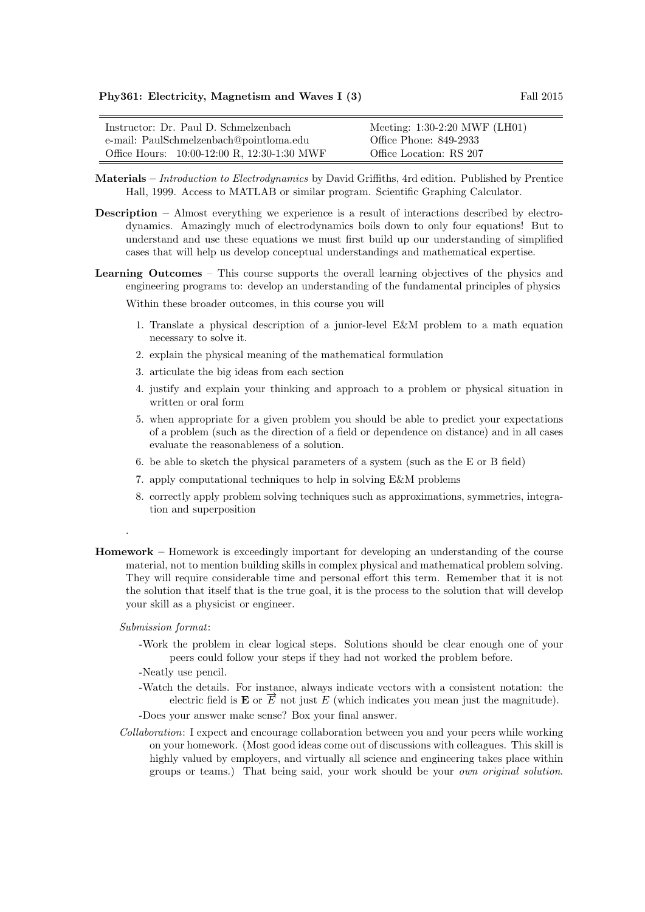**Phy361: Electricity, Magnetism and Waves I (3)** Fall 2015

| Instructor: Dr. Paul D. Schmelzenbach | Meeting: 1:30-2:20 MWF (LH01) |
| --- | --- |
| e-mail: PaulSchmelzenbach@pointloma.edu | Office Phone: 849-2933 |
| Office Hours: 10:00-12:00 R, 12:30-1:30 MWF | Office Location: RS 207 |

**Materials** – *Introduction to Electrodynamics* by David Griffiths, 4rd edition. Published by Prentice Hall, 1999. Access to MATLAB or similar program. Scientific Graphing Calculator.

**Description** – Almost everything we experience is a result of interactions described by electrodynamics. Amazingly much of electrodynamics boils down to only four equations! But to understand and use these equations we must first build up our understanding of simplified cases that will help us develop conceptual understandings and mathematical expertise.

**Learning Outcomes** – This course supports the overall learning objectives of the physics and engineering programs to: develop an understanding of the fundamental principles of physics

Within these broader outcomes, in this course you will

1. Translate a physical description of a junior-level E&M problem to a math equation necessary to solve it.
2. explain the physical meaning of the mathematical formulation
3. articulate the big ideas from each section
4. justify and explain your thinking and approach to a problem or physical situation in written or oral form
5. when appropriate for a given problem you should be able to predict your expectations of a problem (such as the direction of a field or dependence on distance) and in all cases evaluate the reasonableness of a solution.
6. be able to sketch the physical parameters of a system (such as the E or B field)
7. apply computational techniques to help in solving E&M problems
8. correctly apply problem solving techniques such as approximations, symmetries, integration and superposition

.

**Homework** – Homework is exceedingly important for developing an understanding of the course material, not to mention building skills in complex physical and mathematical problem solving. They will require considerable time and personal effort this term. Remember that it is not the solution that itself that is the true goal, it is the process to the solution that will develop your skill as a physicist or engineer.

*Submission format*:

-Work the problem in clear logical steps. Solutions should be clear enough one of your peers could follow your steps if they had not worked the problem before.

-Neatly use pencil.

-Watch the details. For instance, always indicate vectors with a consistent notation: the electric field is $\mathbf{E}$ or $\overrightarrow{E}$ not just $E$ (which indicates you mean just the magnitude).

-Does your answer make sense? Box your final answer.

*Collaboration*: I expect and encourage collaboration between you and your peers while working on your homework. (Most good ideas come out of discussions with colleagues. This skill is highly valued by employers, and virtually all science and engineering takes place within groups or teams.) That being said, your work should be your *own original solution*.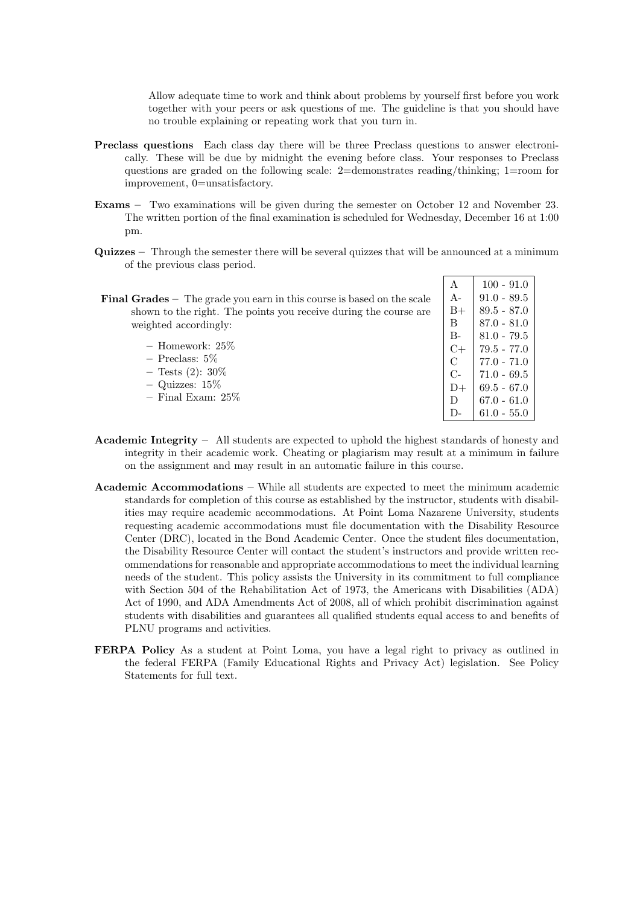Allow adequate time to work and think about problems by yourself first before you work together with your peers or ask questions of me. The guideline is that you should have no trouble explaining or repeating work that you turn in.

**Preclass questions** Each class day there will be three Preclass questions to answer electronically. These will be due by midnight the evening before class. Your responses to Preclass questions are graded on the following scale: 2=demonstrates reading/thinking; 1=room for improvement, 0=unsatisfactory.

**Exams** – Two examinations will be given during the semester on October 12 and November 23. The written portion of the final examination is scheduled for Wednesday, December 16 at 1:00 pm.

**Quizzes** – Through the semester there will be several quizzes that will be announced at a minimum of the previous class period.

**Final Grades** – The grade you earn in this course is based on the scale shown to the right. The points you receive during the course are weighted accordingly:

- Homework: 25%
- Preclass: 5%
- Tests (2): 30%
- Quizzes: 15%
- Final Exam: 25%

| | |
|---|---|
| A | 100 - 91.0 |
| A- | 91.0 - 89.5 |
| B+ | 89.5 - 87.0 |
| B | 87.0 - 81.0 |
| B- | 81.0 - 79.5 |
| C+ | 79.5 - 77.0 |
| C | 77.0 - 71.0 |
| C- | 71.0 - 69.5 |
| D+ | 69.5 - 67.0 |
| D | 67.0 - 61.0 |
| D- | 61.0 - 55.0 |

**Academic Integrity** – All students are expected to uphold the highest standards of honesty and integrity in their academic work. Cheating or plagiarism may result at a minimum in failure on the assignment and may result in an automatic failure in this course.

**Academic Accommodations** – While all students are expected to meet the minimum academic standards for completion of this course as established by the instructor, students with disabilities may require academic accommodations. At Point Loma Nazarene University, students requesting academic accommodations must file documentation with the Disability Resource Center (DRC), located in the Bond Academic Center. Once the student files documentation, the Disability Resource Center will contact the student's instructors and provide written recommendations for reasonable and appropriate accommodations to meet the individual learning needs of the student. This policy assists the University in its commitment to full compliance with Section 504 of the Rehabilitation Act of 1973, the Americans with Disabilities (ADA) Act of 1990, and ADA Amendments Act of 2008, all of which prohibit discrimination against students with disabilities and guarantees all qualified students equal access to and benefits of PLNU programs and activities.

**FERPA Policy** As a student at Point Loma, you have a legal right to privacy as outlined in the federal FERPA (Family Educational Rights and Privacy Act) legislation. See Policy Statements for full text.